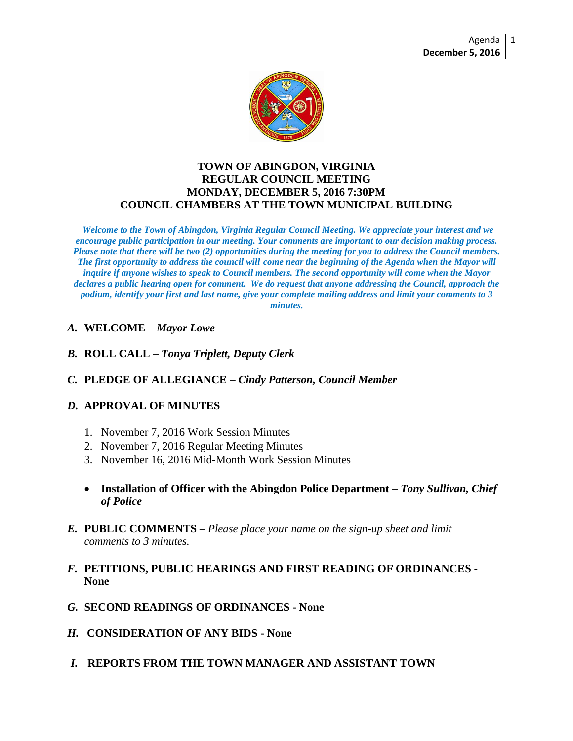# TOWN OF ABINGDON, VIRGINIA
## REGULAR COUNCIL MEETING
## MONDAY, DECEMBER 5, 2016 7:30PM
## COUNCIL CHAMBERS AT THE TOWN MUNICIPAL BUILDING

***Welcome to the Town of Abingdon, Virginia Regular Council Meeting. We appreciate your interest and we encourage public participation in our meeting. Your comments are important to our decision making process. Please note that there will be two (2) opportunities during the meeting for you to address the Council members. The first opportunity to address the council will come near the beginning of the Agenda when the Mayor will inquire if anyone wishes to speak to Council members. The second opportunity will come when the Mayor declares a public hearing open for comment. We do request that anyone addressing the Council, approach the podium, identify your first and last name, give your complete mailing address and limit your comments to 3 minutes.***

***A.*** **WELCOME –** ***Mayor Lowe***

***B.*** **ROLL CALL –** ***Tonya Triplett, Deputy Clerk***

***C.*** **PLEDGE OF ALLEGIANCE –** ***Cindy Patterson, Council Member***

***D.*** **APPROVAL OF MINUTES**

1. November 7, 2016 Work Session Minutes
2. November 7, 2016 Regular Meeting Minutes
3. November 16, 2016 Mid-Month Work Session Minutes

- **Installation of Officer with the Abingdon Police Department –** ***Tony Sullivan, Chief of Police***

***E.*** **PUBLIC COMMENTS –** *Please place your name on the sign-up sheet and limit comments to 3 minutes.*

***F.*** **PETITIONS, PUBLIC HEARINGS AND FIRST READING OF ORDINANCES - None**

***G.*** **SECOND READINGS OF ORDINANCES - None**

***H.*** **CONSIDERATION OF ANY BIDS - None**

***I.*** **REPORTS FROM THE TOWN MANAGER AND ASSISTANT TOWN**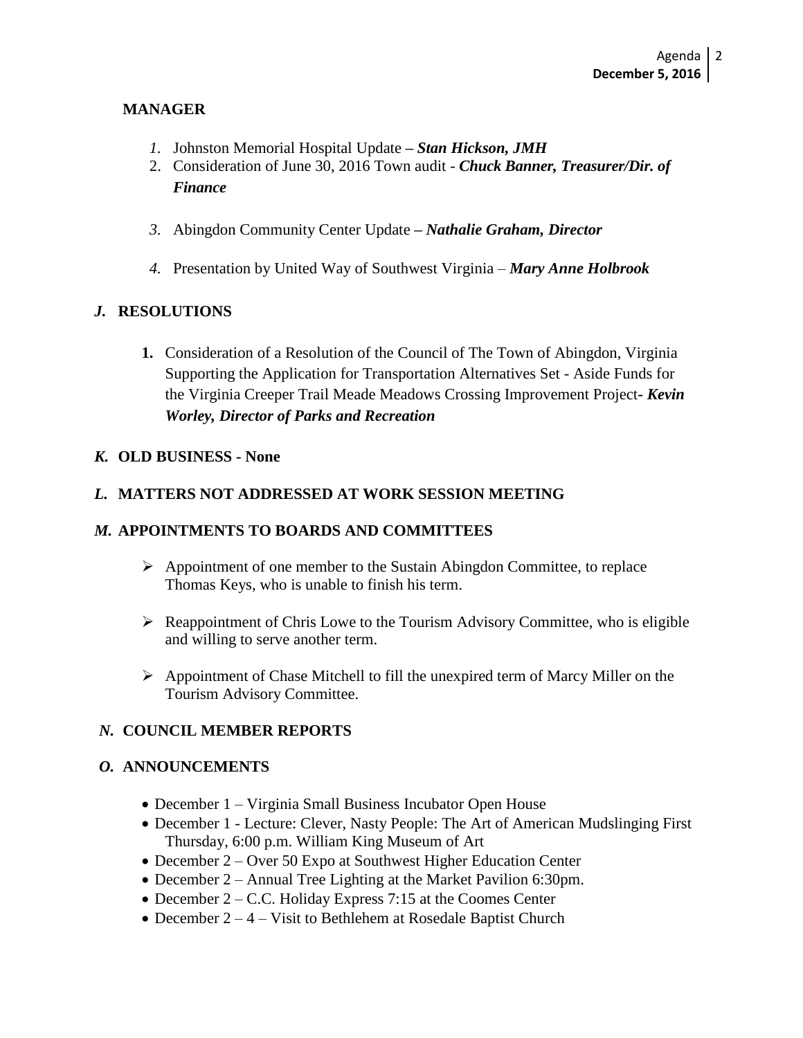## MANAGER

1. Johnston Memorial Hospital Update – ***Stan Hickson, JMH***
2. Consideration of June 30, 2016 Town audit - ***Chuck Banner, Treasurer/Dir. of Finance***
3. Abingdon Community Center Update – ***Nathalie Graham, Director***
4. Presentation by United Way of Southwest Virginia – ***Mary Anne Holbrook***

## *J.* RESOLUTIONS

1. Consideration of a Resolution of the Council of The Town of Abingdon, Virginia Supporting the Application for Transportation Alternatives Set - Aside Funds for the Virginia Creeper Trail Meade Meadows Crossing Improvement Project- ***Kevin Worley, Director of Parks and Recreation***

## *K.* OLD BUSINESS - None

## *L.* MATTERS NOT ADDRESSED AT WORK SESSION MEETING

## *M.* APPOINTMENTS TO BOARDS AND COMMITTEES

- Appointment of one member to the Sustain Abingdon Committee, to replace Thomas Keys, who is unable to finish his term.
- Reappointment of Chris Lowe to the Tourism Advisory Committee, who is eligible and willing to serve another term.
- Appointment of Chase Mitchell to fill the unexpired term of Marcy Miller on the Tourism Advisory Committee.

## *N.* COUNCIL MEMBER REPORTS

## *O.* ANNOUNCEMENTS

- December 1 – Virginia Small Business Incubator Open House
- December 1 - Lecture: Clever, Nasty People: The Art of American Mudslinging First Thursday, 6:00 p.m. William King Museum of Art
- December 2 – Over 50 Expo at Southwest Higher Education Center
- December 2 – Annual Tree Lighting at the Market Pavilion 6:30pm.
- December 2 – C.C. Holiday Express 7:15 at the Coomes Center
- December 2 – 4 – Visit to Bethlehem at Rosedale Baptist Church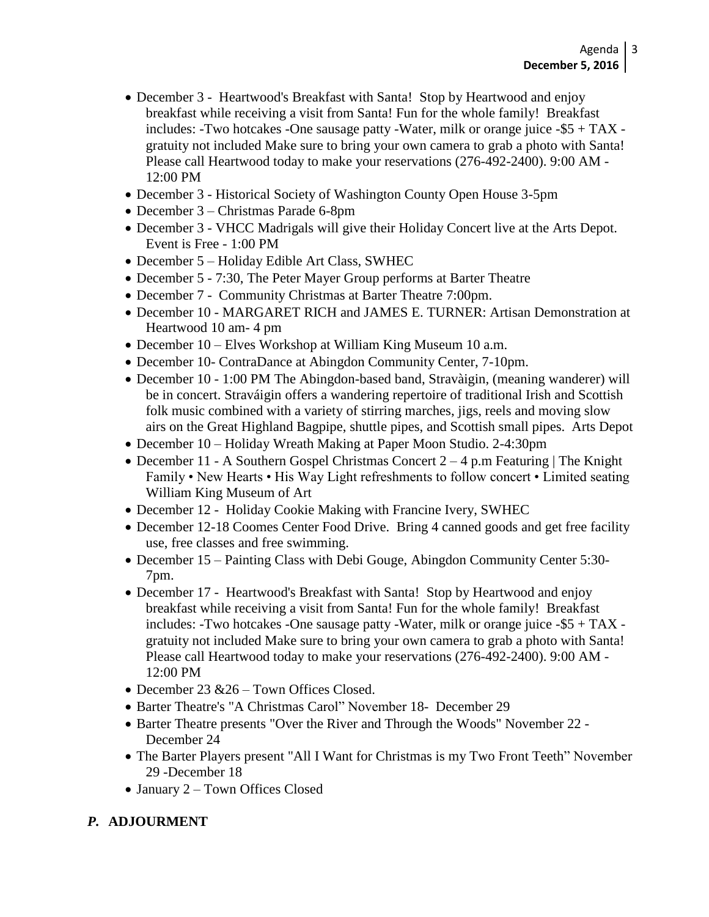- December 3 - Heartwood's Breakfast with Santa! Stop by Heartwood and enjoy breakfast while receiving a visit from Santa! Fun for the whole family! Breakfast includes: -Two hotcakes -One sausage patty -Water, milk or orange juice -$5 + TAX - gratuity not included Make sure to bring your own camera to grab a photo with Santa! Please call Heartwood today to make your reservations (276-492-2400). 9:00 AM - 12:00 PM
- December 3 - Historical Society of Washington County Open House 3-5pm
- December 3 – Christmas Parade 6-8pm
- December 3 - VHCC Madrigals will give their Holiday Concert live at the Arts Depot. Event is Free - 1:00 PM
- December 5 – Holiday Edible Art Class, SWHEC
- December 5 - 7:30, The Peter Mayer Group performs at Barter Theatre
- December 7 - Community Christmas at Barter Theatre 7:00pm.
- December 10 - MARGARET RICH and JAMES E. TURNER: Artisan Demonstration at Heartwood 10 am- 4 pm
- December 10 – Elves Workshop at William King Museum 10 a.m.
- December 10- ContraDance at Abingdon Community Center, 7-10pm.
- December 10 - 1:00 PM The Abingdon-based band, Stravàigin, (meaning wanderer) will be in concert. Straváigin offers a wandering repertoire of traditional Irish and Scottish folk music combined with a variety of stirring marches, jigs, reels and moving slow airs on the Great Highland Bagpipe, shuttle pipes, and Scottish small pipes. Arts Depot
- December 10 – Holiday Wreath Making at Paper Moon Studio. 2-4:30pm
- December 11 - A Southern Gospel Christmas Concert 2 – 4 p.m Featuring | The Knight Family • New Hearts • His Way Light refreshments to follow concert • Limited seating William King Museum of Art
- December 12 - Holiday Cookie Making with Francine Ivery, SWHEC
- December 12-18 Coomes Center Food Drive. Bring 4 canned goods and get free facility use, free classes and free swimming.
- December 15 – Painting Class with Debi Gouge, Abingdon Community Center 5:30-7pm.
- December 17 - Heartwood's Breakfast with Santa! Stop by Heartwood and enjoy breakfast while receiving a visit from Santa! Fun for the whole family! Breakfast includes: -Two hotcakes -One sausage patty -Water, milk or orange juice -$5 + TAX - gratuity not included Make sure to bring your own camera to grab a photo with Santa! Please call Heartwood today to make your reservations (276-492-2400). 9:00 AM - 12:00 PM
- December 23 &26 – Town Offices Closed.
- Barter Theatre's "A Christmas Carol" November 18- December 29
- Barter Theatre presents "Over the River and Through the Woods" November 22 - December 24
- The Barter Players present "All I Want for Christmas is my Two Front Teeth" November 29 -December 18
- January 2 – Town Offices Closed

## *P.* ADJOURMENT